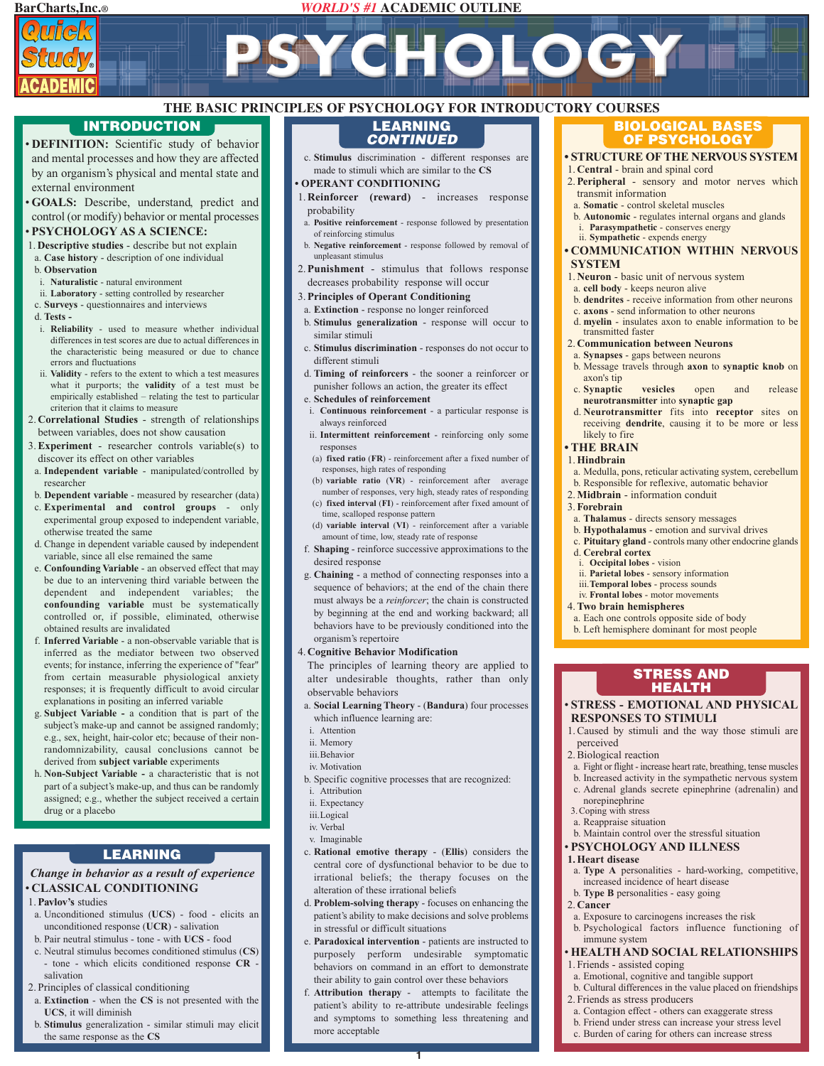# PSYCHOLOGY

**THE BASIC PRINCIPLES OF PSYCHOLOGY FOR INTRODUCTORY COURSES**

## INTRODUCTION

- **DEFINITION:** Scientific study of behavior and mental processes and how they are affected by an organism's physical and mental state and external environment
- **GOALS:** Describe, understand, predict and control (or modify) behavior or mental processes
- **PSYCHOLOGY AS A SCIENCE:**

1. **Descriptive studies** - describe but not explain
   a. **Case history** - description of one individual
   b. **Observation**
      i. **Naturalistic** - natural environment
      ii. **Laboratory** - setting controlled by researcher
   c. **Surveys** - questionnaires and interviews
   d. **Tests -**
      i. **Reliability** - used to measure whether individual differences in test scores are due to actual differences in the characteristic being measured or due to chance errors and fluctuations
      ii. **Validity** - refers to the extent to which a test measures what it purports; the **validity** of a test must be empirically established – relating the test to particular criterion that it claims to measure
2. **Correlational Studies** - strength of relationships between variables, does not show causation
3. **Experiment** - researcher controls variable(s) to discover its effect on other variables
   a. **Independent variable** - manipulated/controlled by researcher
   b. **Dependent variable** - measured by researcher (data)
   c. **Experimental and control groups** - only experimental group exposed to independent variable, otherwise treated the same
   d. Change in dependent variable caused by independent variable, since all else remained the same
   e. **Confounding Variable** - an observed effect that may be due to an intervening third variable between the dependent and independent variables; the **confounding variable** must be systematically controlled or, if possible, eliminated, otherwise obtained results are invalidated
   f. **Inferred Variable** - a non-observable variable that is inferred as the mediator between two observed events; for instance, inferring the experience of "fear" from certain measurable physiological anxiety responses; it is frequently difficult to avoid circular explanations in positing an inferred variable
   g. **Subject Variable -** a condition that is part of the subject's make-up and cannot be assigned randomly; e.g., sex, height, hair-color etc; because of their non-randomnizability, causal conclusions cannot be derived from **subject variable** experiments
   h. **Non-Subject Variable -** a characteristic that is not part of a subject's make-up, and thus can be randomly assigned; e.g., whether the subject received a certain drug or a placebo

## LEARNING

*Change in behavior as a result of experience*

- **CLASSICAL CONDITIONING**

1. **Pavlov's** studies
   a. Unconditioned stimulus (**UCS**) - food - elicits an unconditioned response (**UCR**) - salivation
   b. Pair neutral stimulus - tone - with **UCS** - food
   c. Neutral stimulus becomes conditioned stimulus (**CS**) - tone - which elicits conditioned response **CR** - salivation
2. Principles of classical conditioning
   a. **Extinction** - when the **CS** is not presented with the **UCS**, it will diminish
   b. **Stimulus** generalization - similar stimuli may elicit the same response as the **CS**

## LEARNING CONTINUED

   c. **Stimulus** discrimination - different responses are made to stimuli which are similar to the **CS**

- **OPERANT CONDITIONING**

1. **Reinforcer (reward)** - increases response probability
   a. **Positive reinforcement** - response followed by presentation of reinforcing stimulus
   b. **Negative reinforcement** - response followed by removal of unpleasant stimulus
2. **Punishment** - stimulus that follows response decreases probability response will occur
3. **Principles of Operant Conditioning**
   a. **Extinction** - response no longer reinforced
   b. **Stimulus generalization** - response will occur to similar stimuli
   c. **Stimulus discrimination** - responses do not occur to different stimuli
   d. **Timing of reinforcers** - the sooner a reinforcer or punisher follows an action, the greater its effect
   e. **Schedules of reinforcement**
      i. **Continuous reinforcement** - a particular response is always reinforced
      ii. **Intermittent reinforcement** - reinforcing only some responses
         (a) **fixed ratio** (**FR**) - reinforcement after a fixed number of responses, high rates of responding
         (b) **variable ratio** (**VR**) - reinforcement after average number of responses, very high, steady rates of responding
         (c) **fixed interval** (**FI**) - reinforcement after fixed amount of time, scalloped response pattern
         (d) **variable interval** (**VI**) - reinforcement after a variable amount of time, low, steady rate of response
   f. **Shaping** - reinforce successive approximations to the desired response
   g. **Chaining** - a method of connecting responses into a sequence of behaviors; at the end of the chain there must always be a *reinforcer*; the chain is constructed by beginning at the end and working backward; all behaviors have to be previously conditioned into the organism's repertoire
4. **Cognitive Behavior Modification**
   The principles of learning theory are applied to alter undesirable thoughts, rather than only observable behaviors
   a. **Social Learning Theory** - (**Bandura**) four processes which influence learning are:
      i. Attention
      ii. Memory
      iii. Behavior
      iv. Motivation
   b. Specific cognitive processes that are recognized:
      i. Attribution
      ii. Expectancy
      iii. Logical
      iv. Verbal
      v. Imaginable
   c. **Rational emotive therapy** - (**Ellis**) considers the central core of dysfunctional behavior to be due to irrational beliefs; the therapy focuses on the alteration of these irrational beliefs
   d. **Problem-solving therapy** - focuses on enhancing the patient's ability to make decisions and solve problems in stressful or difficult situations
   e. **Paradoxical intervention** - patients are instructed to purposely perform undesirable symptomatic behaviors on command in an effort to demonstrate their ability to gain control over these behaviors
   f. **Attribution therapy** - attempts to facilitate the patient's ability to re-attribute undesirable feelings and symptoms to something less threatening and more acceptable

## BIOLOGICAL BASES OF PSYCHOLOGY

- **STRUCTURE OF THE NERVOUS SYSTEM**

1. **Central** - brain and spinal cord
2. **Peripheral** - sensory and motor nerves which transmit information
   a. **Somatic** - control skeletal muscles
   b. **Autonomic** - regulates internal organs and glands
      i. **Parasympathetic** - conserves energy
      ii. **Sympathetic** - expends energy

- **COMMUNICATION WITHIN NERVOUS SYSTEM**

1. **Neuron** - basic unit of nervous system
   a. **cell body** - keeps neuron alive
   b. **dendrites** - receive information from other neurons
   c. **axons** - send information to other neurons
   d. **myelin** - insulates axon to enable information to be transmitted faster
2. **Communication between Neurons**
   a. **Synapses** - gaps between neurons
   b. Message travels through **axon** to **synaptic knob** on axon's tip
   c. **Synaptic vesicles** open and release **neurotransmitter** into **synaptic gap**
   d. **Neurotransmitter** fits into **receptor** sites on receiving **dendrite**, causing it to be more or less likely to fire

- **THE BRAIN**

1. **Hindbrain**
   a. Medulla, pons, reticular activating system, cerebellum
   b. Responsible for reflexive, automatic behavior
2. **Midbrain** - information conduit
3. **Forebrain**
   a. **Thalamus** - directs sensory messages
   b. **Hypothalamus** - emotion and survival drives
   c. **Pituitary gland** - controls many other endocrine glands
   d. **Cerebral cortex**
      i. **Occipital lobes** - vision
      ii. **Parietal lobes** - sensory information
      iii. **Temporal lobes** - process sounds
      iv. **Frontal lobes** - motor movements
4. **Two brain hemispheres**
   a. Each one controls opposite side of body
   b. Left hemisphere dominant for most people

## STRESS AND HEALTH

- **STRESS - EMOTIONAL AND PHYSICAL RESPONSES TO STIMULI**

1. Caused by stimuli and the way those stimuli are perceived
2. Biological reaction
   a. Fight or flight - increase heart rate, breathing, tense muscles
   b. Increased activity in the sympathetic nervous system
   c. Adrenal glands secrete epinephrine (adrenalin) and norepinephrine
3. Coping with stress
   a. Reappraise situation
   b. Maintain control over the stressful situation

- **PSYCHOLOGY AND ILLNESS**

1. **Heart disease**
   a. **Type A** personalities - hard-working, competitive, increased incidence of heart disease
   b. **Type B** personalities - easy going
2. **Cancer**
   a. Exposure to carcinogens increases the risk
   b. Psychological factors influence functioning of immune system

- **HEALTH AND SOCIAL RELATIONSHIPS**

1. Friends - assisted coping
   a. Emotional, cognitive and tangible support
   b. Cultural differences in the value placed on friendships
2. Friends as stress producers
   a. Contagion effect - others can exaggerate stress
   b. Friend under stress can increase your stress level
   c. Burden of caring for others can increase stress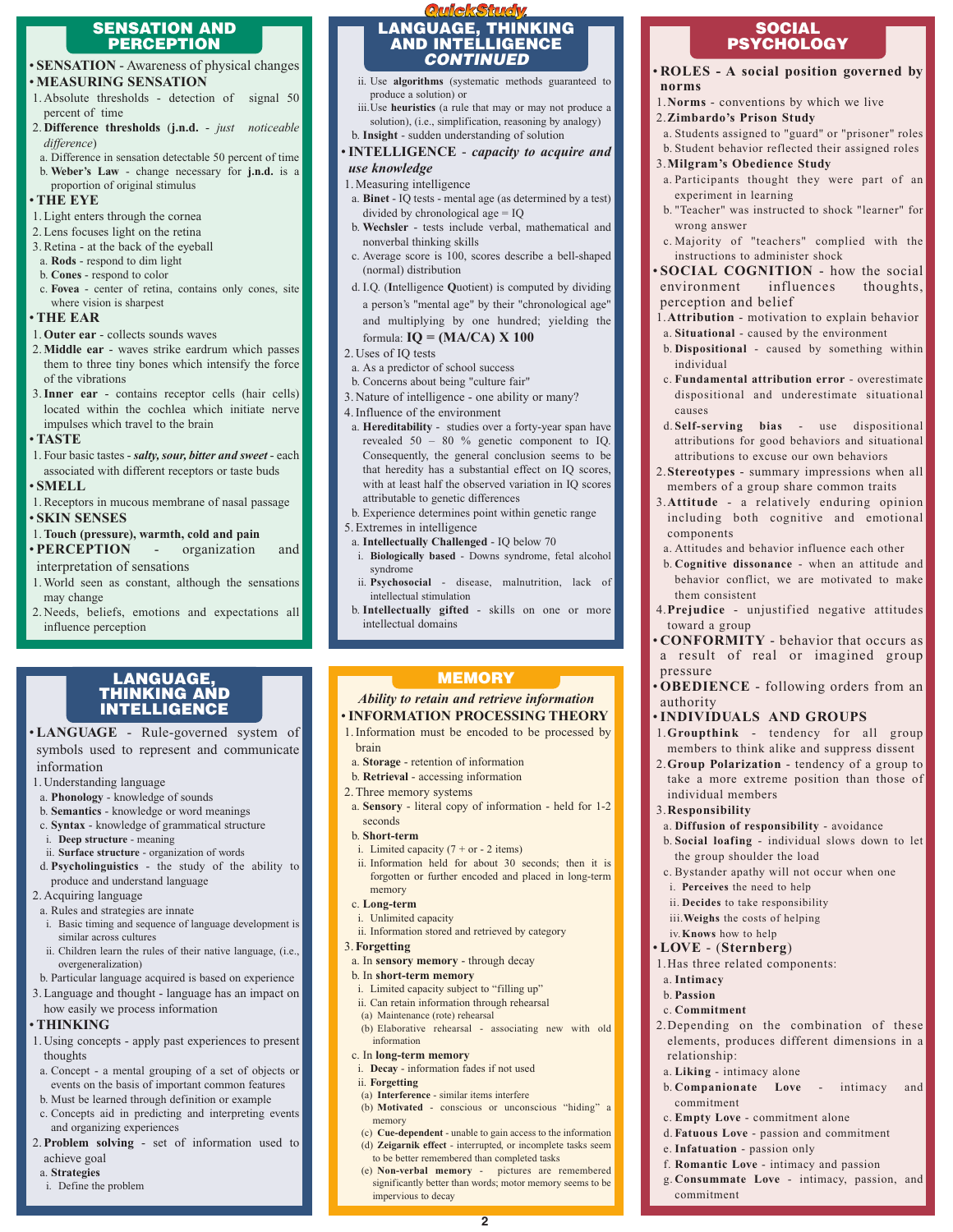## SENSATION AND PERCEPTION

- **SENSATION** - Awareness of physical changes
- **MEASURING SENSATION**
  1. Absolute thresholds - detection of signal 50 percent of time
  2. **Difference thresholds** (**j.n.d.** - *just noticeable difference*)
     a. Difference in sensation detectable 50 percent of time
     b. **Weber's Law** - change necessary for **j.n.d.** is a proportion of original stimulus
- **THE EYE**
  1. Light enters through the cornea
  2. Lens focuses light on the retina
  3. Retina - at the back of the eyeball
     a. **Rods** - respond to dim light
     b. **Cones** - respond to color
     c. **Fovea** - center of retina, contains only cones, site where vision is sharpest
- **THE EAR**
  1. **Outer ear** - collects sounds waves
  2. **Middle ear** - waves strike eardrum which passes them to three tiny bones which intensify the force of the vibrations
  3. **Inner ear** - contains receptor cells (hair cells) located within the cochlea which initiate nerve impulses which travel to the brain
- **TASTE**
  1. Four basic tastes - ***salty, sour, bitter and sweet*** - each associated with different receptors or taste buds
- **SMELL**
  1. Receptors in mucous membrane of nasal passage
- **SKIN SENSES**
  1. **Touch (pressure), warmth, cold and pain**
- **PERCEPTION** - organization and interpretation of sensations
  1. World seen as constant, although the sensations may change
  2. Needs, beliefs, emotions and expectations all influence perception

## LANGUAGE, THINKING AND INTELLIGENCE

- **LANGUAGE** - Rule-governed system of symbols used to represent and communicate information
  1. Understanding language
     a. **Phonology** - knowledge of sounds
     b. **Semantics** - knowledge or word meanings
     c. **Syntax** - knowledge of grammatical structure
        i. **Deep structure** - meaning
        ii. **Surface structure** - organization of words
     d. **Psycholinguistics** - the study of the ability to produce and understand language
  2. Acquiring language
     a. Rules and strategies are innate
        i. Basic timing and sequence of language development is similar across cultures
        ii. Children learn the rules of their native language, (i.e., overgeneralization)
     b. Particular language acquired is based on experience
  3. Language and thought - language has an impact on how easily we process information
- **THINKING**
  1. Using concepts - apply past experiences to present thoughts
     a. Concept - a mental grouping of a set of objects or events on the basis of important common features
     b. Must be learned through definition or example
     c. Concepts aid in predicting and interpreting events and organizing experiences
  2. **Problem solving** - set of information used to achieve goal
     a. **Strategies**
        i. Define the problem

## LANGUAGE, THINKING AND INTELLIGENCE *CONTINUED*

ii. Use **algorithms** (systematic methods guaranteed to produce a solution) or

iii. Use **heuristics** (a rule that may or may not produce a solution), (i.e., simplification, reasoning by analogy)

b. **Insight** - sudden understanding of solution

- **INTELLIGENCE** - *capacity to acquire and use knowledge*
  1. Measuring intelligence
     a. **Binet** - IQ tests - mental age (as determined by a test) divided by chronological age = IQ
     b. **Wechsler** - tests include verbal, mathematical and nonverbal thinking skills
     c. Average score is 100, scores describe a bell-shaped (normal) distribution
     d. I.Q. (**I**ntelligence **Q**uotient) is computed by dividing a person's "mental age" by their "chronological age" and multiplying by one hundred; yielding the formula: **IQ = (MA/CA) X 100**
  2. Uses of IQ tests
     a. As a predictor of school success
     b. Concerns about being "culture fair"
  3. Nature of intelligence - one ability or many?
  4. Influence of the environment
     a. **Hereditability** - studies over a forty-year span have revealed 50 – 80 % genetic component to IQ. Consequently, the general conclusion seems to be that heredity has a substantial effect on IQ scores, with at least half the observed variation in IQ scores attributable to genetic differences
     b. Experience determines point within genetic range
  5. Extremes in intelligence
     a. **Intellectually Challenged** - IQ below 70
        i. **Biologically based** - Downs syndrome, fetal alcohol syndrome
        ii. **Psychosocial** - disease, malnutrition, lack of intellectual stimulation
     b. **Intellectually gifted** - skills on one or more intellectual domains

## MEMORY

*Ability to retain and retrieve information*

- **INFORMATION PROCESSING THEORY**
  1. Information must be encoded to be processed by brain
     a. **Storage** - retention of information
     b. **Retrieval** - accessing information
  2. Three memory systems
     a. **Sensory** - literal copy of information - held for 1-2 seconds
     b. **Short-term**
        i. Limited capacity (7 + or - 2 items)
        ii. Information held for about 30 seconds; then it is forgotten or further encoded and placed in long-term memory
     c. **Long-term**
        i. Unlimited capacity
        ii. Information stored and retrieved by category
  3. **Forgetting**
     a. In **sensory memory** - through decay
     b. In **short-term memory**
        i. Limited capacity subject to "filling up"
        ii. Can retain information through rehearsal
           (a) Maintenance (rote) rehearsal
           (b) Elaborative rehearsal - associating new with old information
     c. In **long-term memory**
        i. **Decay** - information fades if not used
        ii. **Forgetting**
           (a) **Interference** - similar items interfere
           (b) **Motivated** - conscious or unconscious "hiding" a memory
           (c) **Cue-dependent** - unable to gain access to the information
           (d) **Zeigarnik effect** - interrupted, or incomplete tasks seem to be better remembered than completed tasks
           (e) **Non-verbal memory** - pictures are remembered significantly better than words; motor memory seems to be impervious to decay

## SOCIAL PSYCHOLOGY

- **ROLES - A social position governed by norms**
  1. **Norms** - conventions by which we live
  2. **Zimbardo's Prison Study**
     a. Students assigned to "guard" or "prisoner" roles
     b. Student behavior reflected their assigned roles
  3. **Milgram's Obedience Study**
     a. Participants thought they were part of an experiment in learning
     b. "Teacher" was instructed to shock "learner" for wrong answer
     c. Majority of "teachers" complied with the instructions to administer shock
- **SOCIAL COGNITION** - how the social environment influences thoughts, perception and belief
  1. **Attribution** - motivation to explain behavior
     a. **Situational** - caused by the environment
     b. **Dispositional** - caused by something within individual
     c. **Fundamental attribution error** - overestimate dispositional and underestimate situational causes
     d. **Self-serving bias** - use dispositional attributions for good behaviors and situational attributions to excuse our own behaviors
  2. **Stereotypes** - summary impressions when all members of a group share common traits
  3. **Attitude** - a relatively enduring opinion including both cognitive and emotional components
     a. Attitudes and behavior influence each other
     b. **Cognitive dissonance** - when an attitude and behavior conflict, we are motivated to make them consistent
  4. **Prejudice** - unjustified negative attitudes toward a group
- **CONFORMITY** - behavior that occurs as a result of real or imagined group pressure
- **OBEDIENCE** - following orders from an authority
- **INDIVIDUALS AND GROUPS**
  1. **Groupthink** - tendency for all group members to think alike and suppress dissent
  2. **Group Polarization** - tendency of a group to take a more extreme position than those of individual members
  3. **Responsibility**
     a. **Diffusion of responsibility** - avoidance
     b. **Social loafing** - individual slows down to let the group shoulder the load
     c. Bystander apathy will not occur when one
        i. **Perceives** the need to help
        ii. **Decides** to take responsibility
        iii. **Weighs** the costs of helping
        iv. **Knows** how to help
- **LOVE** - (**Sternberg**)
  1. Has three related components:
     a. **Intimacy**
     b. **Passion**
     c. **Commitment**
  2. Depending on the combination of these elements, produces different dimensions in a relationship:
     a. **Liking** - intimacy alone
     b. **Companionate Love** - intimacy and commitment
     c. **Empty Love** - commitment alone
     d. **Fatuous Love** - passion and commitment
     e. **Infatuation** - passion only
     f. **Romantic Love** - intimacy and passion
     g. **Consummate Love** - intimacy, passion, and commitment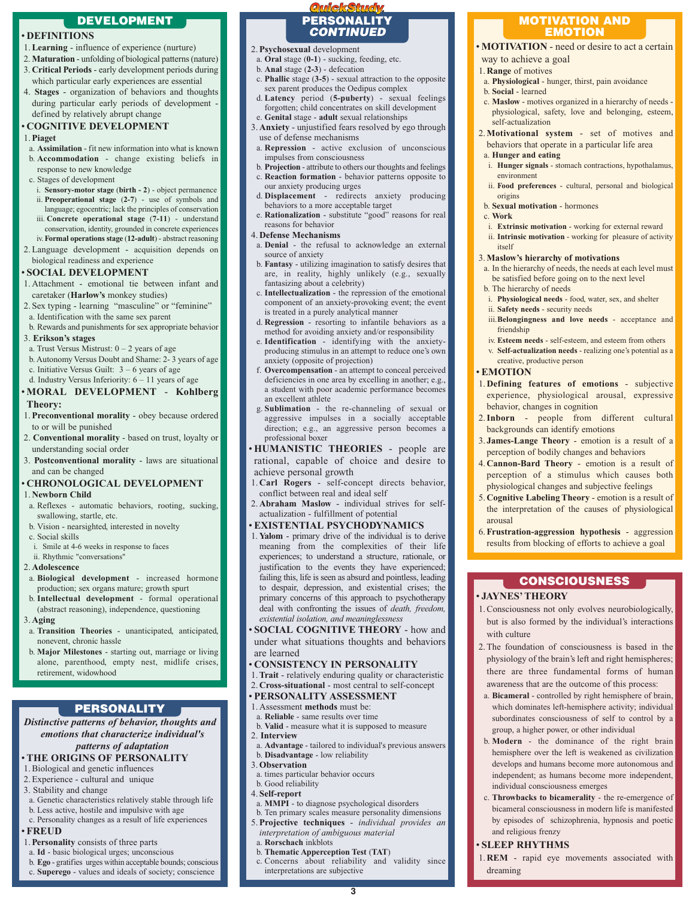## DEVELOPMENT

### • DEFINITIONS

1. **Learning** - influence of experience (nurture)
2. **Maturation** - unfolding of biological patterns (nature)
3. **Critical Periods** - early development periods during which particular early experiences are essential
4. **Stages** - organization of behaviors and thoughts during particular early periods of development - defined by relatively abrupt change

### • COGNITIVE DEVELOPMENT

1. **Piaget**
   a. **Assimilation** - fit new information into what is known
   b. **Accommodation** - change existing beliefs in response to new knowledge
   c. Stages of development
      i. **Sensory-motor stage (birth - 2)** - object permanence
      ii. **Preoperational stage (2-7)** - use of symbols and language; egocentric; lack the principles of conservation
      iii. **Concrete operational stage (7-11)** - understand conservation, identity, grounded in concrete experiences
      iv. **Formal operations stage (12-adult)** - abstract reasoning
2. Language development - acquisition depends on biological readiness and experience

### • SOCIAL DEVELOPMENT

1. Attachment - emotional tie between infant and caretaker (**Harlow's** monkey studies)
2. Sex typing - learning "masculine" or "feminine"
   a. Identification with the same sex parent
   b. Rewards and punishments for sex appropriate behavior
3. **Erikson's stages**
   a. Trust Versus Mistrust: 0 – 2 years of age
   b. Autonomy Versus Doubt and Shame: 2- 3 years of age
   c. Initiative Versus Guilt: 3 – 6 years of age
   d. Industry Versus Inferiority: 6 – 11 years of age

### • MORAL DEVELOPMENT - Kohlberg Theory:

1. **Preconventional morality** - obey because ordered to or will be punished
2. **Conventional morality** - based on trust, loyalty or understanding social order
3. **Postconventional morality** - laws are situational and can be changed

### • CHRONOLOGICAL DEVELOPMENT

1. **Newborn Child**
   a. Reflexes - automatic behaviors, rooting, sucking, swallowing, startle, etc.
   b. Vision - nearsighted, interested in novelty
   c. Social skills
      i. Smile at 4-6 weeks in response to faces
      ii. Rhythmic "conversations"
2. **Adolescence**
   a. **Biological development** - increased hormone production; sex organs mature; growth spurt
   b. **Intellectual development** - formal operational (abstract reasoning), independence, questioning
3. **Aging**
   a. **Transition Theories** - unanticipated, anticipated, nonevent, chronic hassle
   b. **Major Milestones** - starting out, marriage or living alone, parenthood, empty nest, midlife crises, retirement, widowhood

## PERSONALITY

***Distinctive patterns of behavior, thoughts and emotions that characterize individual's patterns of adaptation***

### • THE ORIGINS OF PERSONALITY

1. Biological and genetic influences
2. Experience - cultural and unique
3. Stability and change
   a. Genetic characteristics relatively stable through life
   b. Less active, hostile and impulsive with age
   c. Personality changes as a result of life experiences

### • FREUD

1. **Personality** consists of three parts
   a. **Id** - basic biological urges; unconscious
   b. **Ego** - gratifies urges within acceptable bounds; conscious
   c. **Superego** - values and ideals of society; conscience

## PERSONALITY *CONTINUED*

2. **Psychosexual** development
   a. **Oral** stage (**0-1**) - sucking, feeding, etc.
   b. **Anal** stage (**2-3**) - defecation
   c. **Phallic** stage (**3-5**) - sexual attraction to the opposite sex parent produces the Oedipus complex
   d. **Latency** period (**5-puberty**) - sexual feelings forgotten; child concentrates on skill development
   e. **Genital** stage - **adult** sexual relationships
3. **Anxiety** - unjustified fears resolved by ego through use of defense mechanisms
   a. **Repression** - active exclusion of unconscious impulses from consciousness
   b. **Projection** - attribute to others our thoughts and feelings
   c. **Reaction formation** - behavior patterns opposite to our anxiety producing urges
   d. **Displacement** - redirects anxiety producing behaviors to a more acceptable target
   e. **Rationalization** - substitute "good" reasons for real reasons for behavior
4. **Defense Mechanisms**
   a. **Denial** - the refusal to acknowledge an external source of anxiety
   b. **Fantasy** - utilizing imagination to satisfy desires that are, in reality, highly unlikely (e.g., sexually fantasizing about a celebrity)
   c. **Intellectualization** - the repression of the emotional component of an anxiety-provoking event; the event is treated in a purely analytical manner
   d. **Regression** - resorting to infantile behaviors as a method for avoiding anxiety and/or responsibility
   e. **Identification** - identifying with the anxiety-producing stimulus in an attempt to reduce one's own anxiety (opposite of projection)
   f. **Overcompensation** - an attempt to conceal perceived deficiencies in one area by excelling in another; e.g., a student with poor academic performance becomes an excellent athlete
   g. **Sublimation** - the re-channeling of sexual or aggressive impulses in a socially acceptable direction; e.g., an aggressive person becomes a professional boxer

### • HUMANISTIC THEORIES - people are rational, capable of choice and desire to achieve personal growth

1. **Carl Rogers** - self-concept directs behavior, conflict between real and ideal self
2. **Abraham Maslow** - individual strives for self-actualization - fulfillment of potential

### • EXISTENTIAL PSYCHODYNAMICS

1. **Yalom** - primary drive of the individual is to derive meaning from the complexities of their life experiences; to understand a structure, rationale, or justification to the events they have experienced; failing this, life is seen as absurd and pointless, leading to despair, depression, and existential crises; the primary concerns of this approach to psychotherapy deal with confronting the issues of *death, freedom, existential isolation, and meaninglessness*

### • SOCIAL COGNITIVE THEORY - how and under what situations thoughts and behaviors are learned

### • CONSISTENCY IN PERSONALITY

1. **Trait** - relatively enduring quality or characteristic
2. **Cross-situational** - most central to self-concept

### • PERSONALITY ASSESSMENT

1. Assessment **methods** must be:
   a. **Reliable** - same results over time
   b. **Valid** - measure what it is supposed to measure
2. **Interview**
   a. **Advantage** - tailored to individual's previous answers
   b. **Disadvantage** - low reliability
3. **Observation**
   a. times particular behavior occurs
   b. Good reliability
4. **Self-report**
   a. **MMPI** - to diagnose psychological disorders
   b. Ten primary scales measure personality dimensions
5. **Projective techniques** - *individual provides an interpretation of ambiguous material*
   a. **Rorschach** inkblots
   b. **Thematic Apperception Test** (**TAT**)
   c. Concerns about reliability and validity since interpretations are subjective

## MOTIVATION AND EMOTION

### • MOTIVATION - need or desire to act a certain way to achieve a goal

1. **Range** of motives
   a. **Physiological** - hunger, thirst, pain avoidance
   b. **Social** - learned
   c. **Maslow** - motives organized in a hierarchy of needs - physiological, safety, love and belonging, esteem, self-actualization
2. **Motivational system** - set of motives and behaviors that operate in a particular life area
   a. **Hunger and eating**
      i. **Hunger signals** - stomach contractions, hypothalamus, environment
      ii. **Food preferences** - cultural, personal and biological origins
   b. **Sexual motivation** - hormones
   c. **Work**
      i. **Extrinsic motivation** - working for external reward
      ii. **Intrinsic motivation** - working for pleasure of activity itself
3. **Maslow's hierarchy of motivations**
   a. In the hierarchy of needs, the needs at each level must be satisfied before going on to the next level
   b. The hierarchy of needs
      i. **Physiological needs** - food, water, sex, and shelter
      ii. **Safety needs** - security needs
      iii. **Belongingness and love needs** - acceptance and friendship
      iv. **Esteem needs** - self-esteem, and esteem from others
      v. **Self-actualization needs** - realizing one's potential as a creative, productive person

### • EMOTION

1. **Defining features of emotions** - subjective experience, physiological arousal, expressive behavior, changes in cognition
2. **Inborn** - people from different cultural backgrounds can identify emotions
3. **James-Lange Theory** - emotion is a result of a perception of bodily changes and behaviors
4. **Cannon-Bard Theory** - emotion is a result of perception of a stimulus which causes both physiological changes and subjective feelings
5. **Cognitive Labeling Theory** - emotion is a result of the interpretation of the causes of physiological arousal
6. **Frustration-aggression hypothesis** - aggression results from blocking of efforts to achieve a goal

## CONSCIOUSNESS

### • JAYNES' THEORY

1. Consciousness not only evolves neurobiologically, but is also formed by the individual's interactions with culture
2. The foundation of consciousness is based in the physiology of the brain's left and right hemispheres; there are three fundamental forms of human awareness that are the outcome of this process:
   a. **Bicameral** - controlled by right hemisphere of brain, which dominates left-hemisphere activity; individual subordinates consciousness of self to control by a group, a higher power, or other individual
   b. **Modern** - the dominance of the right brain hemisphere over the left is weakened as civilization develops and humans become more autonomous and independent; as humans become more independent, individual consciousness emerges
   c. **Throwbacks to bicamerality** - the re-emergence of bicameral consciousness in modern life is manifested by episodes of schizophrenia, hypnosis and poetic and religious frenzy

### • SLEEP RHYTHMS

1. **REM** - rapid eye movements associated with dreaming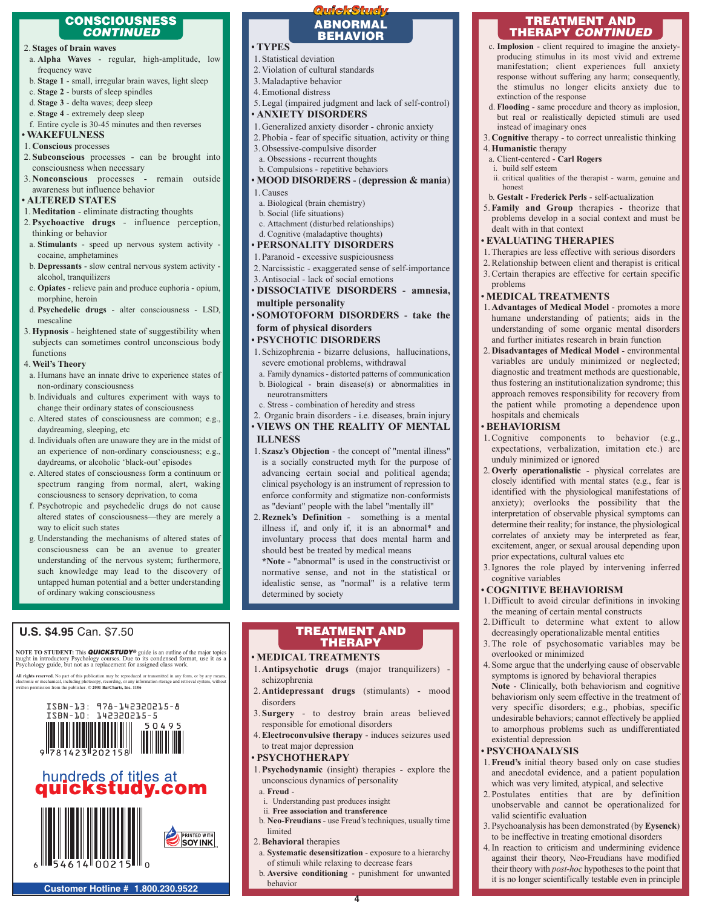## CONSCIOUSNESS *CONTINUED*

2. **Stages of brain waves**
   a. **Alpha Waves** - regular, high-amplitude, low frequency wave
   b. **Stage 1** - small, irregular brain waves, light sleep
   c. **Stage 2** - bursts of sleep spindles
   d. **Stage 3** - delta waves; deep sleep
   e. **Stage 4** - extremely deep sleep
   f. Entire cycle is 30-45 minutes and then reverses

**• WAKEFULNESS**

1. **Conscious** processes
2. **Subconscious** processes - can be brought into consciousness when necessary
3. **Nonconscious** processes - remain outside awareness but influence behavior

**• ALTERED STATES**

1. **Meditation** - eliminate distracting thoughts
2. **Psychoactive drugs** - influence perception, thinking or behavior
   a. **Stimulants** - speed up nervous system activity - cocaine, amphetamines
   b. **Depressants** - slow central nervous system activity - alcohol, tranquilizers
   c. **Opiates** - relieve pain and produce euphoria - opium, morphine, heroin
   d. **Psychedelic drugs** - alter consciousness - LSD, mescaline
3. **Hypnosis** - heightened state of suggestibility when subjects can sometimes control unconscious body functions
4. **Weil's Theory**
   a. Humans have an innate drive to experience states of non-ordinary consciousness
   b. Individuals and cultures experiment with ways to change their ordinary states of consciousness
   c. Altered states of consciousness are common; e.g., daydreaming, sleeping, etc
   d. Individuals often are unaware they are in the midst of an experience of non-ordinary consciousness; e.g., daydreams, or alcoholic 'black-out' episodes
   e. Altered states of consciousness form a continuum or spectrum ranging from normal, alert, waking consciousness to sensory deprivation, to coma
   f. Psychotropic and psychedelic drugs do not cause altered states of consciousness—they are merely a way to elicit such states
   g. Understanding the mechanisms of altered states of consciousness can be an avenue to greater understanding of the nervous system; furthermore, such knowledge may lead to the discovery of untapped human potential and a better understanding of ordinary waking consciousness

## ABNORMAL BEHAVIOR

**• TYPES**

1. Statistical deviation
2. Violation of cultural standards
3. Maladaptive behavior
4. Emotional distress
5. Legal (impaired judgment and lack of self-control)

**• ANXIETY DISORDERS**

1. Generalized anxiety disorder - chronic anxiety
2. Phobia - fear of specific situation, activity or thing
3. Obsessive-compulsive disorder
   a. Obsessions - recurrent thoughts
   b. Compulsions - repetitive behaviors

**• MOOD DISORDERS - (depression & mania)**

1. Causes
   a. Biological (brain chemistry)
   b. Social (life situations)
   c. Attachment (disturbed relationships)
   d. Cognitive (maladaptive thoughts)

**• PERSONALITY DISORDERS**

1. Paranoid - excessive suspiciousness
2. Narcissistic - exaggerated sense of self-importance
3. Antisocial - lack of social emotions

**• DISSOCIATIVE DISORDERS - amnesia, multiple personality**

**• SOMOTOFORM DISORDERS - take the form of physical disorders**

**• PSYCHOTIC DISORDERS**

1. Schizophrenia - bizarre delusions, hallucinations, severe emotional problems, withdrawal
   a. Family dynamics - distorted patterns of communication
   b. Biological - brain disease(s) or abnormalities in neurotransmitters
   c. Stress - combination of heredity and stress
2. Organic brain disorders - i.e. diseases, brain injury

**• VIEWS ON THE REALITY OF MENTAL ILLNESS**

1. **Szasz's Objection** - the concept of "mental illness" is a socially constructed myth for the purpose of advancing certain social and political agenda; clinical psychology is an instrument of repression to enforce conformity and stigmatize non-conformists as "deviant" people with the label "mentally ill"
2. **Reznek's Definition** - something is a mental illness if, and only if, it is an abnormal* and involuntary process that does mental harm and should best be treated by medical means
   ***Note** - "abnormal" is used in the constructivist or normative sense, and not in the statistical or idealistic sense, as "normal" is a relative term determined by society

## TREATMENT AND THERAPY

**• MEDICAL TREATMENTS**

1. **Antipsychotic drugs** (major tranquilizers) - schizophrenia
2. **Antidepressant drugs** (stimulants) - mood disorders
3. **Surgery** - to destroy brain areas believed responsible for emotional disorders
4. **Electroconvulsive therapy** - induces seizures used to treat major depression

**• PSYCHOTHERAPY**

1. **Psychodynamic** (insight) therapies - explore the unconscious dynamics of personality
   a. **Freud** -
      i. Understanding past produces insight
      ii. **Free association and transference**
   b. **Neo-Freudians** - use Freud's techniques, usually time limited
2. **Behavioral** therapies
   a. **Systematic desensitization** - exposure to a hierarchy of stimuli while relaxing to decrease fears
   b. **Aversive conditioning** - punishment for unwanted behavior

## TREATMENT AND THERAPY *CONTINUED*

   c. **Implosion** - client required to imagine the anxiety-producing stimulus in its most vivid and extreme manifestation; client experiences full anxiety response without suffering any harm; consequently, the stimulus no longer elicits anxiety due to extinction of the response
   d. **Flooding** - same procedure and theory as implosion, but real or realistically depicted stimuli are used instead of imaginary ones
3. **Cognitive** therapy - to correct unrealistic thinking
4. **Humanistic** therapy
   a. Client-centered - **Carl Rogers**
      i. build self esteem
      ii. critical qualities of the therapist - warm, genuine and honest
   b. **Gestalt - Frederick Perls** - self-actualization
5. **Family and Group** therapies - theorize that problems develop in a social context and must be dealt with in that context

**• EVALUATING THERAPIES**

1. Therapies are less effective with serious disorders
2. Relationship between client and therapist is critical
3. Certain therapies are effective for certain specific problems

**• MEDICAL TREATMENTS**

1. **Advantages of Medical Model** - promotes a more humane understanding of patients; aids in the understanding of some organic mental disorders and further initiates research in brain function
2. **Disadvantages of Medical Model** - environmental variables are unduly minimized or neglected; diagnostic and treatment methods are questionable, thus fostering an institutionalization syndrome; this approach removes responsibility for recovery from the patient while promoting a dependence upon hospitals and chemicals

**• BEHAVIORISM**

1. Cognitive components to behavior (e.g., expectations, verbalization, imitation etc.) are unduly minimized or ignored
2. **Overly operationalistic** - physical correlates are closely identified with mental states (e.g., fear is identified with the physiological manifestations of anxiety); overlooks the possibility that the interpretation of observable physical symptoms can determine their reality; for instance, the physiological correlates of anxiety may be interpreted as fear, excitement, anger, or sexual arousal depending upon prior expectations, cultural values etc
3. Ignores the role played by intervening inferred cognitive variables

**• COGNITIVE BEHAVIORISM**

1. Difficult to avoid circular definitions in invoking the meaning of certain mental constructs
2. Difficult to determine what extent to allow decreasingly operationalizable mental entities
3. The role of psychosomatic variables may be overlooked or minimized
4. Some argue that the underlying cause of observable symptoms is ignored by behavioral therapies
   **Note** - Clinically, both behaviorism and cognitive behaviorism only seem effective in the treatment of very specific disorders; e.g., phobias, specific undesirable behaviors; cannot effectively be applied to amorphous problems such as undifferentiated existential depression

**• PSYCHOANALYSIS**

1. **Freud's** initial theory based only on case studies and anecdotal evidence, and a patient population which was very limited, atypical, and selective
2. Postulates entities that are by definition unobservable and cannot be operationalized for valid scientific evaluation
3. Psychoanalysis has been demonstrated (by **Eysenck**) to be ineffective in treating emotional disorders
4. In reaction to criticism and undermining evidence against their theory, Neo-Freudians have modified their theory with *post-hoc* hypotheses to the point that it is no longer scientifically testable even in principle

---

**U.S. $4.95** Can. $7.50

**NOTE TO STUDENT:** This ***QUICKSTUDY®*** guide is an outline of the major topics taught in introductory Psychology courses. Due to its condensed format, use it as a Psychology guide, but not as a replacement for assigned class work.

**All rights reserved.** No part of this publication may be reproduced or transmitted in any form, or by any means, electronic or mechanical, including photocopy, recording, or any information storage and retrieval system, without written permission from the publisher. **© 2001 BarCharts, Inc. 1106**

ISBN-13: 978-142320215-8
ISBN-10: 142320215-5

hundreds of titles at
**quickstudy.com**

PRINTED WITH SOY INK

**Customer Hotline # 1.800.230.9522**